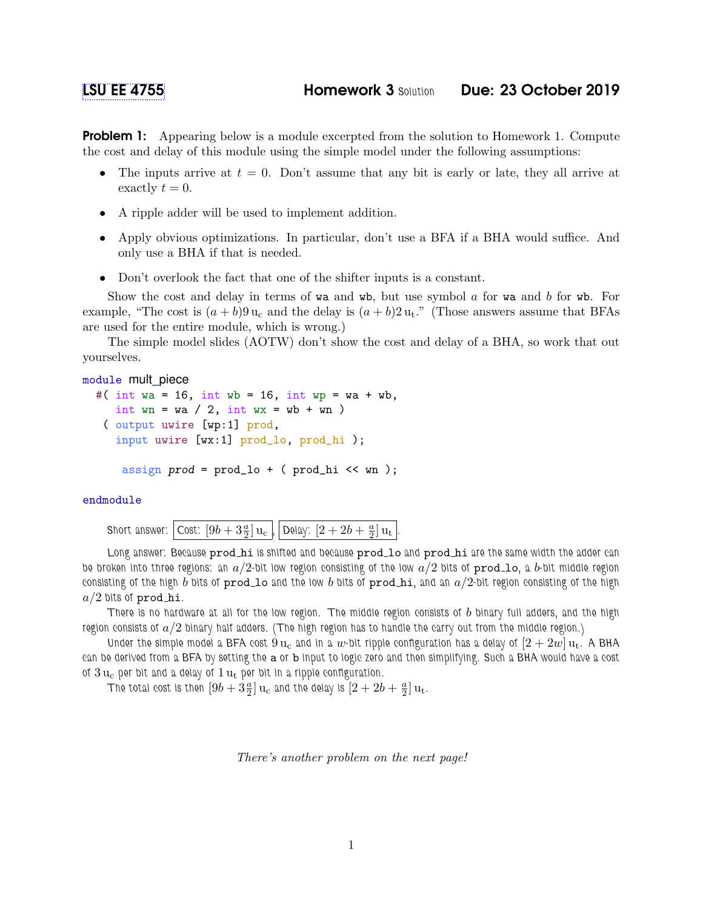# LSU EE 4755 — Homework 3 Solution — Due: 23 October 2019

**Problem 1:** Appearing below is a module excerpted from the solution to Homework 1. Compute the cost and delay of this module using the simple model under the following assumptions:

- The inputs arrive at $t = 0$. Don't assume that any bit is early or late, they all arrive at exactly $t = 0$.
- A ripple adder will be used to implement addition.
- Apply obvious optimizations. In particular, don't use a BFA if a BHA would suffice. And only use a BHA if that is needed.
- Don't overlook the fact that one of the shifter inputs is a constant.

Show the cost and delay in terms of `wa` and `wb`, but use symbol $a$ for `wa` and $b$ for `wb`. For example, "The cost is $(a + b)9\,\mathrm{u_c}$ and the delay is $(a + b)2\,\mathrm{u_t}$." (Those answers assume that BFAs are used for the entire module, which is wrong.)

The simple model slides (AOTW) don't show the cost and delay of a BHA, so work that out yourselves.

```
module mult_piece
  #( int wa = 16, int wb = 16, int wp = wa + wb,
     int wn = wa / 2, int wx = wb + wn )
   ( output uwire [wp:1] prod,
     input uwire [wx:1] prod_lo, prod_hi );

    assign prod = prod_lo + ( prod_hi << wn );

endmodule
```

Short answer: Cost: $[9b + 3\frac{a}{2}]\,\mathrm{u_c}$, Delay: $[2 + 2b + \frac{a}{2}]\,\mathrm{u_t}$.

Long answer: Because `prod_hi` is shifted and because `prod_lo` and `prod_hi` are the same width the adder can be broken into three regions: an $a/2$-bit low region consisting of the low $a/2$ bits of `prod_lo`, a $b$-bit middle region consisting of the high $b$ bits of `prod_lo` and the low $b$ bits of `prod_hi`, and an $a/2$-bit region consisting of the high $a/2$ bits of `prod_hi`.

There is no hardware at all for the low region. The middle region consists of $b$ binary full adders, and the high region consists of $a/2$ binary half adders. (The high region has to handle the carry out from the middle region.)

Under the simple model a BFA cost $9\,\mathrm{u_c}$ and in a $w$-bit ripple configuration has a delay of $[2 + 2w]\,\mathrm{u_t}$. A BHA can be derived from a BFA by setting the `a` or `b` input to logic zero and then simplifying. Such a BHA would have a cost of $3\,\mathrm{u_c}$ per bit and a delay of $1\,\mathrm{u_t}$ per bit in a ripple configuration.

The total cost is then $[9b + 3\frac{a}{2}]\,\mathrm{u_c}$ and the delay is $[2 + 2b + \frac{a}{2}]\,\mathrm{u_t}$.

*There's another problem on the next page!*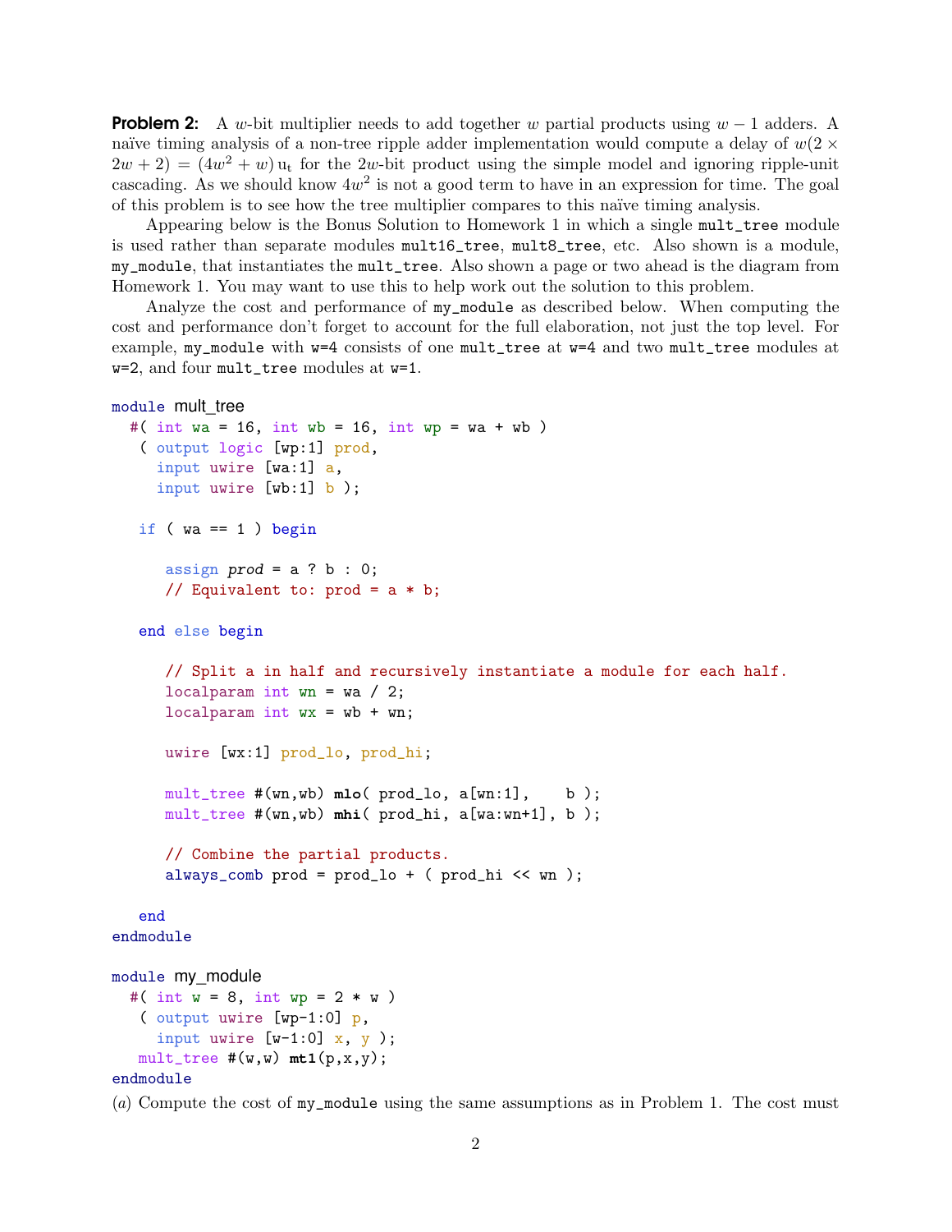**Problem 2:** A $w$-bit multiplier needs to add together $w$ partial products using $w-1$ adders. A naïve timing analysis of a non-tree ripple adder implementation would compute a delay of $w(2\times 2w+2) = (4w^2+w)\,\mathrm{u_t}$ for the $2w$-bit product using the simple model and ignoring ripple-unit cascading. As we should know $4w^2$ is not a good term to have in an expression for time. The goal of this problem is to see how the tree multiplier compares to this naïve timing analysis.

Appearing below is the Bonus Solution to Homework 1 in which a single `mult_tree` module is used rather than separate modules `mult16_tree`, `mult8_tree`, etc. Also shown is a module, `my_module`, that instantiates the `mult_tree`. Also shown a page or two ahead is the diagram from Homework 1. You may want to use this to help work out the solution to this problem.

Analyze the cost and performance of `my_module` as described below. When computing the cost and performance don't forget to account for the full elaboration, not just the top level. For example, `my_module` with `w=4` consists of one `mult_tree` at `w=4` and two `mult_tree` modules at `w=2`, and four `mult_tree` modules at `w=1`.

```
module mult_tree
  #( int wa = 16, int wb = 16, int wp = wa + wb )
   ( output logic [wp:1] prod,
     input uwire [wa:1] a,
     input uwire [wb:1] b );

   if ( wa == 1 ) begin

      assign prod = a ? b : 0;
      // Equivalent to: prod = a * b;

   end else begin

      // Split a in half and recursively instantiate a module for each half.
      localparam int wn = wa / 2;
      localparam int wx = wb + wn;

      uwire [wx:1] prod_lo, prod_hi;

      mult_tree #(wn,wb) mlo( prod_lo, a[wn:1],    b );
      mult_tree #(wn,wb) mhi( prod_hi, a[wa:wn+1], b );

      // Combine the partial products.
      always_comb prod = prod_lo + ( prod_hi << wn );

   end
endmodule

module my_module
  #( int w = 8, int wp = 2 * w )
   ( output uwire [wp-1:0] p,
     input uwire [w-1:0] x, y );
   mult_tree #(w,w) mt1(p,x,y);
endmodule
```

(*a*) Compute the cost of `my_module` using the same assumptions as in Problem 1. The cost must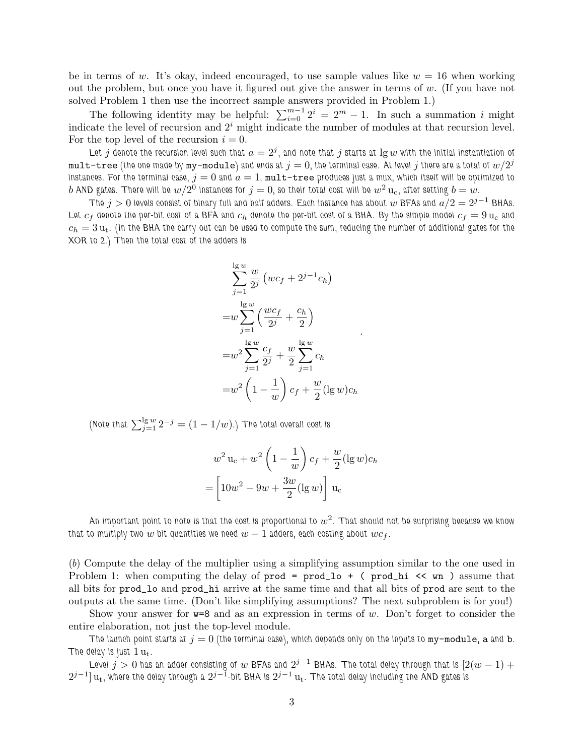be in terms of $w$. It's okay, indeed encouraged, to use sample values like $w = 16$ when working out the problem, but once you have it figured out give the answer in terms of $w$. (If you have not solved Problem 1 then use the incorrect sample answers provided in Problem 1.)

The following identity may be helpful: $\sum_{i=0}^{m-1} 2^i = 2^m - 1$. In such a summation $i$ might indicate the level of recursion and $2^i$ might indicate the number of modules at that recursion level. For the top level of the recursion $i = 0$.

Let $j$ denote the recursion level such that $a = 2^j$, and note that $j$ starts at $\lg w$ with the initial instantiation of `mult-tree` (the one made by `my-module`) and ends at $j = 0$, the terminal case. At level $j$ there are a total of $w/2^j$ instances. For the terminal case, $j = 0$ and $a = 1$, `mult-tree` produces just a mux, which itself will be optimized to $b$ AND gates. There will be $w/2^0$ instances for $j = 0$, so their total cost will be $w^2\,\mathrm{u_c}$, after setting $b = w$.

The $j > 0$ levels consist of binary full and half adders. Each instance has about $w$ BFAs and $a/2 = 2^{j-1}$ BHAs. Let $c_f$ denote the per-bit cost of a BFA and $c_h$ denote the per-bit cost of a BHA. By the simple model $c_f = 9\,\mathrm{u_c}$ and $c_h = 3\,\mathrm{u_t}$. (In the BHA the carry out can be used to compute the sum, reducing the number of additional gates for the XOR to 2.) Then the total cost of the adders is

$$
\begin{aligned}
&\sum_{j=1}^{\lg w} \frac{w}{2^j}\left(wc_f + 2^{j-1}c_h\right) \\
=&w\sum_{j=1}^{\lg w}\left(\frac{wc_f}{2^j} + \frac{c_h}{2}\right) \\
=&w^2\sum_{j=1}^{\lg w}\frac{c_f}{2^j} + \frac{w}{2}\sum_{j=1}^{\lg w} c_h \\
=&w^2\left(1 - \frac{1}{w}\right)c_f + \frac{w}{2}(\lg w)c_h
\end{aligned}
$$

(Note that $\sum_{j=1}^{\lg w} 2^{-j} = (1 - 1/w)$.) The total overall cost is

$$
\begin{aligned}
&w^2\,\mathrm{u_c} + w^2\left(1 - \frac{1}{w}\right)c_f + \frac{w}{2}(\lg w)c_h \\
=&\left[10w^2 - 9w + \frac{3w}{2}(\lg w)\right]\mathrm{u_c}
\end{aligned}
$$

An important point to note is that the cost is proportional to $w^2$. That should not be surprising because we know that to multiply two $w$-bit quantities we need $w-1$ adders, each costing about $wc_f$.

(*b*) Compute the delay of the multiplier using a simplifying assumption similar to the one used in Problem 1: when computing the delay of `prod = prod_lo + ( prod_hi << wn )` assume that all bits for `prod_lo` and `prod_hi` arrive at the same time and that all bits of `prod` are sent to the outputs at the same time. (Don't like simplifying assumptions? The next subproblem is for you!)

Show your answer for `w=8` and as an expression in terms of $w$. Don't forget to consider the entire elaboration, not just the top-level module.

The launch point starts at $j = 0$ (the terminal case), which depends only on the inputs to `my-module`, `a` and `b`. The delay is just $1\,\mathrm{u_t}$.

Level $j > 0$ has an adder consisting of $w$ BFAs and $2^{j-1}$ BHAs. The total delay through that is $[2(w-1) + 2^{j-1}]\,\mathrm{u_t}$, where the delay through a $2^{j-1}$-bit BHA is $2^{j-1}\,\mathrm{u_t}$. The total delay including the AND gates is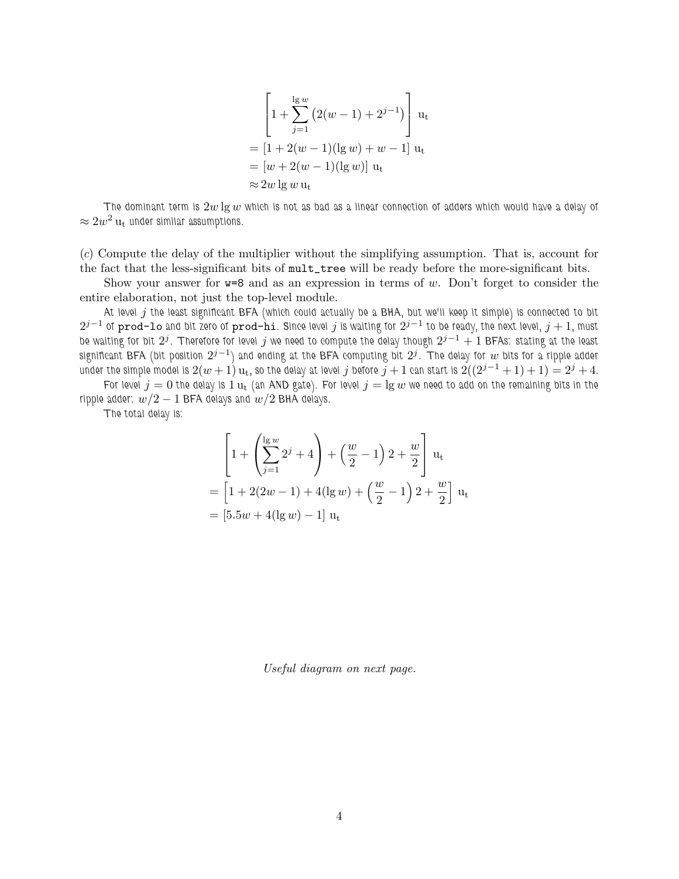$$
\begin{aligned}
&\left[1 + \sum_{j=1}^{\lg w} \left(2(w-1) + 2^{j-1}\right)\right] \text{ u}_\text{t} \\
&= \left[1 + 2(w-1)(\lg w) + w - 1\right] \text{ u}_\text{t} \\
&= \left[w + 2(w-1)(\lg w)\right] \text{ u}_\text{t} \\
&\approx 2w \lg w \, \text{u}_\text{t}
\end{aligned}
$$

The dominant term is $2w \lg w$ which is not as bad as a linear connection of adders which would have a delay of $\approx 2w^2 \text{ u}_\text{t}$ under similar assumptions.

(*c*) Compute the delay of the multiplier without the simplifying assumption. That is, account for the fact that the less-significant bits of `mult_tree` will be ready before the more-significant bits.

Show your answer for `w=8` and as an expression in terms of $w$. Don't forget to consider the entire elaboration, not just the top-level module.

At level $j$ the least significant BFA (which could actually be a BHA, but we'll keep it simple) is connected to bit $2^{j-1}$ of `prod-lo` and bit zero of `prod-hi`. Since level $j$ is waiting for $2^{j-1}$ to be ready, the next level, $j+1$, must be waiting for bit $2^j$. Therefore for level $j$ we need to compute the delay though $2^{j-1}+1$ BFAs: stating at the least significant BFA (bit position $2^{j-1}$) and ending at the BFA computing bit $2^j$. The delay for $w$ bits for a ripple adder under the simple model is $2(w+1) \text{ u}_\text{t}$, so the delay at level $j$ before $j+1$ can start is $2((2^{j-1}+1)+1) = 2^j + 4$.

For level $j = 0$ the delay is $1 \text{ u}_\text{t}$ (an AND gate). For level $j = \lg w$ we need to add on the remaining bits in the ripple adder: $w/2 - 1$ BFA delays and $w/2$ BHA delays.

The total delay is:

$$
\begin{aligned}
&\left[1 + \left(\sum_{j=1}^{\lg w} 2^j + 4\right) + \left(\frac{w}{2} - 1\right) 2 + \frac{w}{2}\right] \text{ u}_\text{t} \\
&= \left[1 + 2(2w-1) + 4(\lg w) + \left(\frac{w}{2} - 1\right) 2 + \frac{w}{2}\right] \text{ u}_\text{t} \\
&= \left[5.5w + 4(\lg w) - 1\right] \text{ u}_\text{t}
\end{aligned}
$$

*Useful diagram on next page.*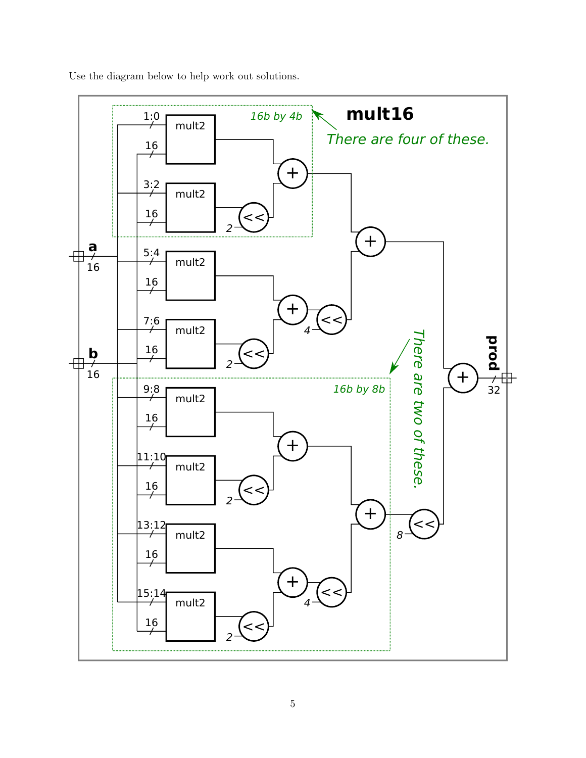Use the diagram below to help work out solutions.

mult16

There are four of these.

16b by 4b

There are two of these.

16b by 8b

a
16

b
16

prod
32

1:0
16
mult2

3:2
16
mult2

5:4
16
mult2

7:6
16
mult2

9:8
16
mult2

11:10
16
mult2

13:12
16
mult2

15:14
16
mult2

+
<<
2
4
8